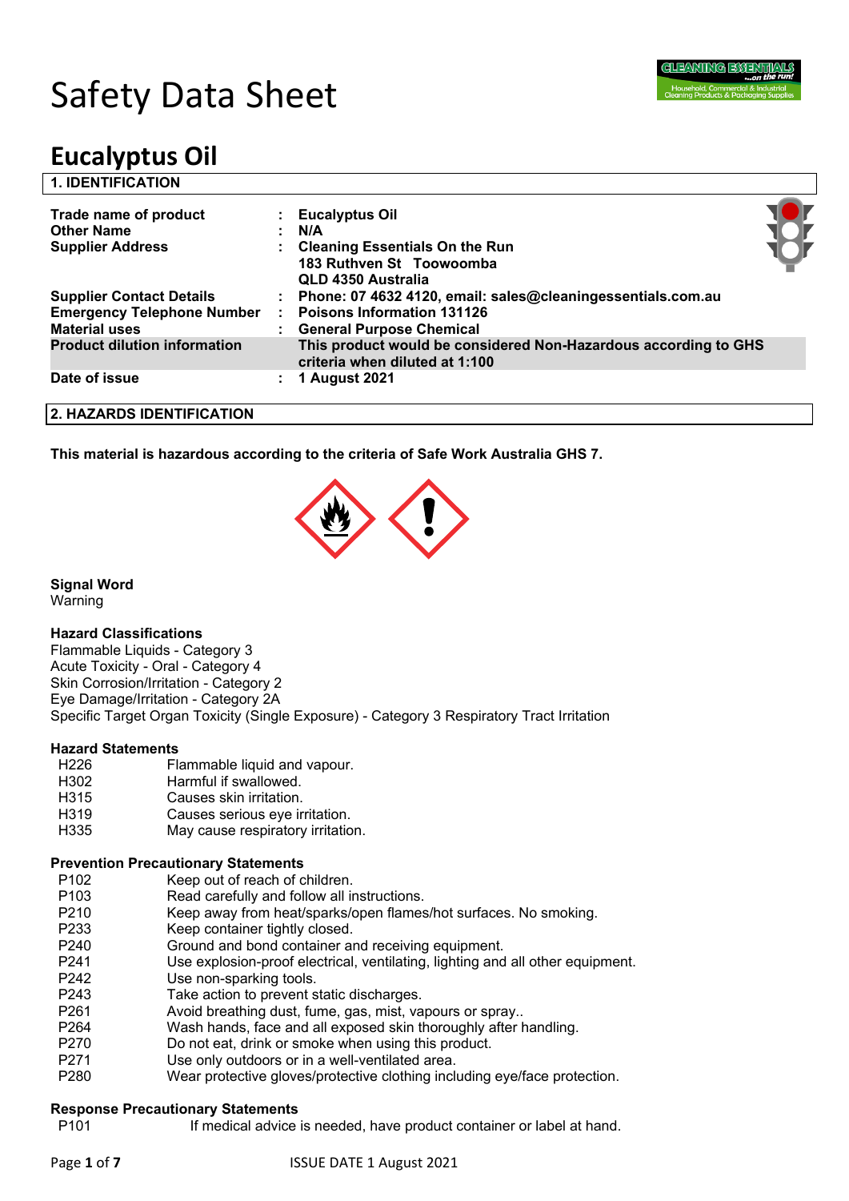# Safety Data Sheet

# Eucalyptus Oil

## 1. IDENTIFICATION

| | | |
|---|---|---|
| **Trade name of product** | : | **Eucalyptus Oil** |
| **Other Name** | : | **N/A** |
| **Supplier Address** | : | **Cleaning Essentials On the Run**<br>**183 Ruthven St Toowoomba**<br>**QLD 4350 Australia** |
| **Supplier Contact Details** | : | **Phone: 07 4632 4120, email: sales@cleaningessentials.com.au** |
| **Emergency Telephone Number** | : | **Poisons Information 131126** |
| **Material uses** | : | **General Purpose Chemical** |
| **Product dilution information** | | **This product would be considered Non-Hazardous according to GHS criteria when diluted at 1:100** |
| **Date of issue** | : | **1 August 2021** |

## 2. HAZARDS IDENTIFICATION

**This material is hazardous according to the criteria of Safe Work Australia GHS 7.**

**Signal Word**
Warning

**Hazard Classifications**
Flammable Liquids - Category 3
Acute Toxicity - Oral - Category 4
Skin Corrosion/Irritation - Category 2
Eye Damage/Irritation - Category 2A
Specific Target Organ Toxicity (Single Exposure) - Category 3 Respiratory Tract Irritation

**Hazard Statements**

| | |
|---|---|
| H226 | Flammable liquid and vapour. |
| H302 | Harmful if swallowed. |
| H315 | Causes skin irritation. |
| H319 | Causes serious eye irritation. |
| H335 | May cause respiratory irritation. |

**Prevention Precautionary Statements**

| | |
|---|---|
| P102 | Keep out of reach of children. |
| P103 | Read carefully and follow all instructions. |
| P210 | Keep away from heat/sparks/open flames/hot surfaces. No smoking. |
| P233 | Keep container tightly closed. |
| P240 | Ground and bond container and receiving equipment. |
| P241 | Use explosion-proof electrical, ventilating, lighting and all other equipment. |
| P242 | Use non-sparking tools. |
| P243 | Take action to prevent static discharges. |
| P261 | Avoid breathing dust, fume, gas, mist, vapours or spray.. |
| P264 | Wash hands, face and all exposed skin thoroughly after handling. |
| P270 | Do not eat, drink or smoke when using this product. |
| P271 | Use only outdoors or in a well-ventilated area. |
| P280 | Wear protective gloves/protective clothing including eye/face protection. |

**Response Precautionary Statements**

| | |
|---|---|
| P101 | If medical advice is needed, have product container or label at hand. |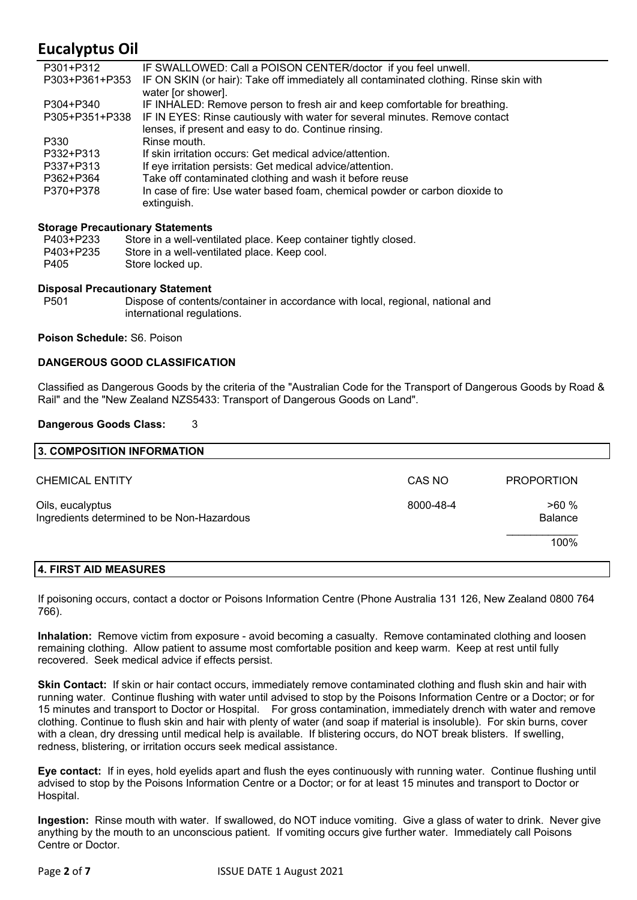| | |
|---|---|
| P301+P312 | IF SWALLOWED: Call a POISON CENTER/doctor if you feel unwell. |
| P303+P361+P353 | IF ON SKIN (or hair): Take off immediately all contaminated clothing. Rinse skin with water [or shower]. |
| P304+P340 | IF INHALED: Remove person to fresh air and keep comfortable for breathing. |
| P305+P351+P338 | IF IN EYES: Rinse cautiously with water for several minutes. Remove contact lenses, if present and easy to do. Continue rinsing. |
| P330 | Rinse mouth. |
| P332+P313 | If skin irritation occurs: Get medical advice/attention. |
| P337+P313 | If eye irritation persists: Get medical advice/attention. |
| P362+P364 | Take off contaminated clothing and wash it before reuse |
| P370+P378 | In case of fire: Use water based foam, chemical powder or carbon dioxide to extinguish. |

**Storage Precautionary Statements**

| | |
|---|---|
| P403+P233 | Store in a well-ventilated place. Keep container tightly closed. |
| P403+P235 | Store in a well-ventilated place. Keep cool. |
| P405 | Store locked up. |

**Disposal Precautionary Statement**

| | |
|---|---|
| P501 | Dispose of contents/container in accordance with local, regional, national and international regulations. |

**Poison Schedule:** S6. Poison

**DANGEROUS GOOD CLASSIFICATION**

Classified as Dangerous Goods by the criteria of the "Australian Code for the Transport of Dangerous Goods by Road & Rail" and the "New Zealand NZS5433: Transport of Dangerous Goods on Land".

**Dangerous Goods Class:** 3

## 3. COMPOSITION INFORMATION

| CHEMICAL ENTITY | CAS NO | PROPORTION |
|---|---|---|
| Oils, eucalyptus | 8000-48-4 | >60 % |
| Ingredients determined to be Non-Hazardous | | Balance |
| | | 100% |

## 4. FIRST AID MEASURES

If poisoning occurs, contact a doctor or Poisons Information Centre (Phone Australia 131 126, New Zealand 0800 764 766).

**Inhalation:** Remove victim from exposure - avoid becoming a casualty. Remove contaminated clothing and loosen remaining clothing. Allow patient to assume most comfortable position and keep warm. Keep at rest until fully recovered. Seek medical advice if effects persist.

**Skin Contact:** If skin or hair contact occurs, immediately remove contaminated clothing and flush skin and hair with running water. Continue flushing with water until advised to stop by the Poisons Information Centre or a Doctor; or for 15 minutes and transport to Doctor or Hospital. For gross contamination, immediately drench with water and remove clothing. Continue to flush skin and hair with plenty of water (and soap if material is insoluble). For skin burns, cover with a clean, dry dressing until medical help is available. If blistering occurs, do NOT break blisters. If swelling, redness, blistering, or irritation occurs seek medical assistance.

**Eye contact:** If in eyes, hold eyelids apart and flush the eyes continuously with running water. Continue flushing until advised to stop by the Poisons Information Centre or a Doctor; or for at least 15 minutes and transport to Doctor or Hospital.

**Ingestion:** Rinse mouth with water. If swallowed, do NOT induce vomiting. Give a glass of water to drink. Never give anything by the mouth to an unconscious patient. If vomiting occurs give further water. Immediately call Poisons Centre or Doctor.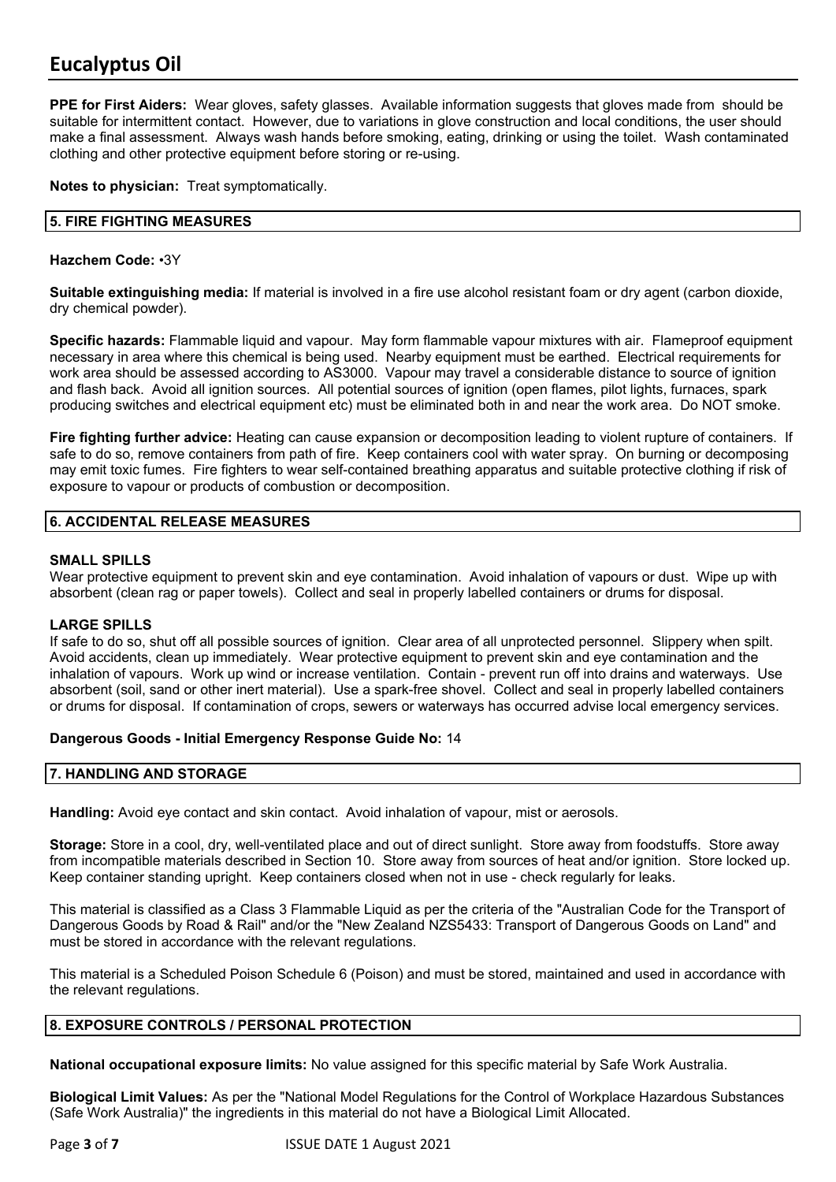**PPE for First Aiders:** Wear gloves, safety glasses. Available information suggests that gloves made from should be suitable for intermittent contact. However, due to variations in glove construction and local conditions, the user should make a final assessment. Always wash hands before smoking, eating, drinking or using the toilet. Wash contaminated clothing and other protective equipment before storing or re-using.

**Notes to physician:** Treat symptomatically.

## 5. FIRE FIGHTING MEASURES

**Hazchem Code:** •3Y

**Suitable extinguishing media:** If material is involved in a fire use alcohol resistant foam or dry agent (carbon dioxide, dry chemical powder).

**Specific hazards:** Flammable liquid and vapour. May form flammable vapour mixtures with air. Flameproof equipment necessary in area where this chemical is being used. Nearby equipment must be earthed. Electrical requirements for work area should be assessed according to AS3000. Vapour may travel a considerable distance to source of ignition and flash back. Avoid all ignition sources. All potential sources of ignition (open flames, pilot lights, furnaces, spark producing switches and electrical equipment etc) must be eliminated both in and near the work area. Do NOT smoke.

**Fire fighting further advice:** Heating can cause expansion or decomposition leading to violent rupture of containers. If safe to do so, remove containers from path of fire. Keep containers cool with water spray. On burning or decomposing may emit toxic fumes. Fire fighters to wear self-contained breathing apparatus and suitable protective clothing if risk of exposure to vapour or products of combustion or decomposition.

## 6. ACCIDENTAL RELEASE MEASURES

**SMALL SPILLS**

Wear protective equipment to prevent skin and eye contamination. Avoid inhalation of vapours or dust. Wipe up with absorbent (clean rag or paper towels). Collect and seal in properly labelled containers or drums for disposal.

**LARGE SPILLS**

If safe to do so, shut off all possible sources of ignition. Clear area of all unprotected personnel. Slippery when spilt. Avoid accidents, clean up immediately. Wear protective equipment to prevent skin and eye contamination and the inhalation of vapours. Work up wind or increase ventilation. Contain - prevent run off into drains and waterways. Use absorbent (soil, sand or other inert material). Use a spark-free shovel. Collect and seal in properly labelled containers or drums for disposal. If contamination of crops, sewers or waterways has occurred advise local emergency services.

**Dangerous Goods - Initial Emergency Response Guide No:** 14

## 7. HANDLING AND STORAGE

**Handling:** Avoid eye contact and skin contact. Avoid inhalation of vapour, mist or aerosols.

**Storage:** Store in a cool, dry, well-ventilated place and out of direct sunlight. Store away from foodstuffs. Store away from incompatible materials described in Section 10. Store away from sources of heat and/or ignition. Store locked up. Keep container standing upright. Keep containers closed when not in use - check regularly for leaks.

This material is classified as a Class 3 Flammable Liquid as per the criteria of the "Australian Code for the Transport of Dangerous Goods by Road & Rail" and/or the "New Zealand NZS5433: Transport of Dangerous Goods on Land" and must be stored in accordance with the relevant regulations.

This material is a Scheduled Poison Schedule 6 (Poison) and must be stored, maintained and used in accordance with the relevant regulations.

## 8. EXPOSURE CONTROLS / PERSONAL PROTECTION

**National occupational exposure limits:** No value assigned for this specific material by Safe Work Australia.

**Biological Limit Values:** As per the "National Model Regulations for the Control of Workplace Hazardous Substances (Safe Work Australia)" the ingredients in this material do not have a Biological Limit Allocated.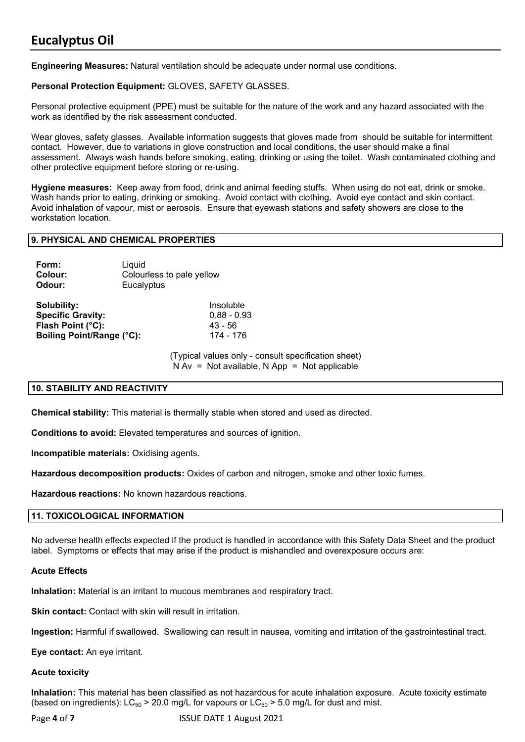**Engineering Measures:** Natural ventilation should be adequate under normal use conditions.

**Personal Protection Equipment:** GLOVES, SAFETY GLASSES.

Personal protective equipment (PPE) must be suitable for the nature of the work and any hazard associated with the work as identified by the risk assessment conducted.

Wear gloves, safety glasses. Available information suggests that gloves made from should be suitable for intermittent contact. However, due to variations in glove construction and local conditions, the user should make a final assessment. Always wash hands before smoking, eating, drinking or using the toilet. Wash contaminated clothing and other protective equipment before storing or re-using.

**Hygiene measures:** Keep away from food, drink and animal feeding stuffs. When using do not eat, drink or smoke. Wash hands prior to eating, drinking or smoking. Avoid contact with clothing. Avoid eye contact and skin contact. Avoid inhalation of vapour, mist or aerosols. Ensure that eyewash stations and safety showers are close to the workstation location.

## 9. PHYSICAL AND CHEMICAL PROPERTIES

| | |
|---|---|
| **Form:** | Liquid |
| **Colour:** | Colourless to pale yellow |
| **Odour:** | Eucalyptus |

| | |
|---|---|
| **Solubility:** | Insoluble |
| **Specific Gravity:** | 0.88 - 0.93 |
| **Flash Point (°C):** | 43 - 56 |
| **Boiling Point/Range (°C):** | 174 - 176 |

(Typical values only - consult specification sheet)
N Av = Not available, N App = Not applicable

## 10. STABILITY AND REACTIVITY

**Chemical stability:** This material is thermally stable when stored and used as directed.

**Conditions to avoid:** Elevated temperatures and sources of ignition.

**Incompatible materials:** Oxidising agents.

**Hazardous decomposition products:** Oxides of carbon and nitrogen, smoke and other toxic fumes.

**Hazardous reactions:** No known hazardous reactions.

## 11. TOXICOLOGICAL INFORMATION

No adverse health effects expected if the product is handled in accordance with this Safety Data Sheet and the product label. Symptoms or effects that may arise if the product is mishandled and overexposure occurs are:

### Acute Effects

**Inhalation:** Material is an irritant to mucous membranes and respiratory tract.

**Skin contact:** Contact with skin will result in irritation.

**Ingestion:** Harmful if swallowed. Swallowing can result in nausea, vomiting and irritation of the gastrointestinal tract.

**Eye contact:** An eye irritant.

### Acute toxicity

**Inhalation:** This material has been classified as not hazardous for acute inhalation exposure. Acute toxicity estimate (based on ingredients): $LC_{50}$ > 20.0 mg/L for vapours or $LC_{50}$ > 5.0 mg/L for dust and mist.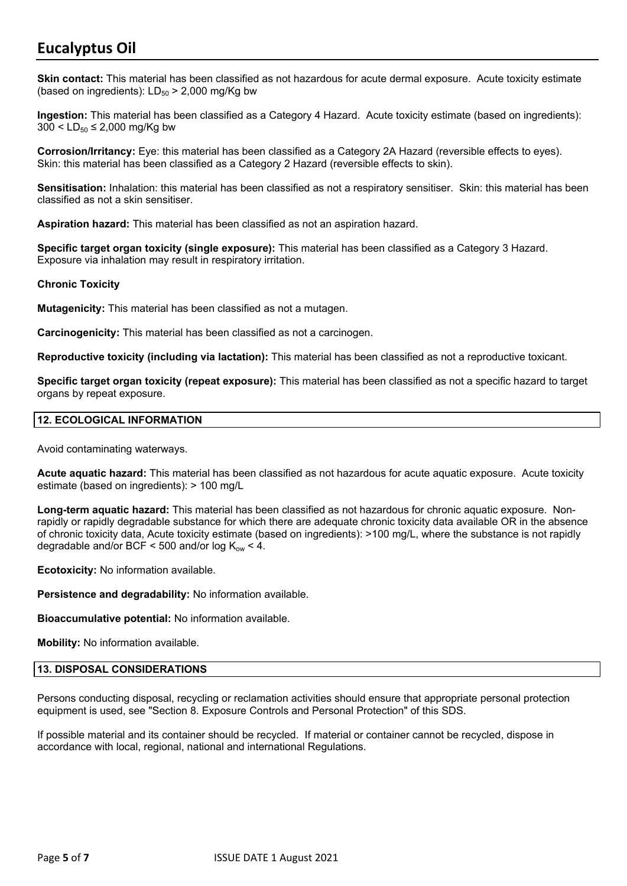**Skin contact:** This material has been classified as not hazardous for acute dermal exposure. Acute toxicity estimate (based on ingredients): $LD_{50}$ > 2,000 mg/Kg bw

**Ingestion:** This material has been classified as a Category 4 Hazard. Acute toxicity estimate (based on ingredients): $300 < LD_{50} \leq 2,000$ mg/Kg bw

**Corrosion/Irritancy:** Eye: this material has been classified as a Category 2A Hazard (reversible effects to eyes). Skin: this material has been classified as a Category 2 Hazard (reversible effects to skin).

**Sensitisation:** Inhalation: this material has been classified as not a respiratory sensitiser. Skin: this material has been classified as not a skin sensitiser.

**Aspiration hazard:** This material has been classified as not an aspiration hazard.

**Specific target organ toxicity (single exposure):** This material has been classified as a Category 3 Hazard. Exposure via inhalation may result in respiratory irritation.

**Chronic Toxicity**

**Mutagenicity:** This material has been classified as not a mutagen.

**Carcinogenicity:** This material has been classified as not a carcinogen.

**Reproductive toxicity (including via lactation):** This material has been classified as not a reproductive toxicant.

**Specific target organ toxicity (repeat exposure):** This material has been classified as not a specific hazard to target organs by repeat exposure.

## 12. ECOLOGICAL INFORMATION

Avoid contaminating waterways.

**Acute aquatic hazard:** This material has been classified as not hazardous for acute aquatic exposure. Acute toxicity estimate (based on ingredients): > 100 mg/L

**Long-term aquatic hazard:** This material has been classified as not hazardous for chronic aquatic exposure. Non-rapidly or rapidly degradable substance for which there are adequate chronic toxicity data available OR in the absence of chronic toxicity data, Acute toxicity estimate (based on ingredients): >100 mg/L, where the substance is not rapidly degradable and/or BCF < 500 and/or log $K_{ow}$ < 4.

**Ecotoxicity:** No information available.

**Persistence and degradability:** No information available.

**Bioaccumulative potential:** No information available.

**Mobility:** No information available.

## 13. DISPOSAL CONSIDERATIONS

Persons conducting disposal, recycling or reclamation activities should ensure that appropriate personal protection equipment is used, see "Section 8. Exposure Controls and Personal Protection" of this SDS.

If possible material and its container should be recycled. If material or container cannot be recycled, dispose in accordance with local, regional, national and international Regulations.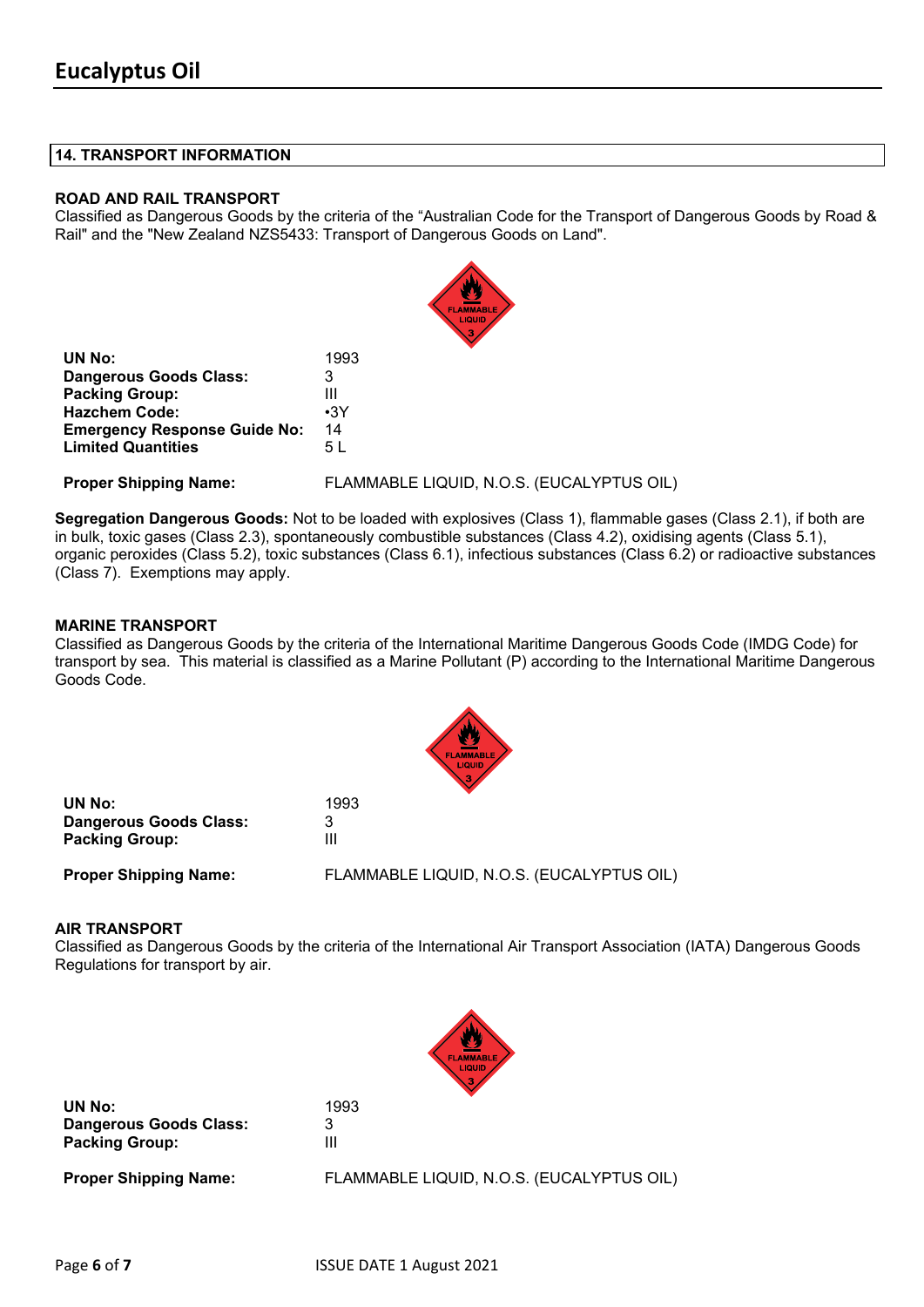## 14. TRANSPORT INFORMATION

### ROAD AND RAIL TRANSPORT

Classified as Dangerous Goods by the criteria of the "Australian Code for the Transport of Dangerous Goods by Road & Rail" and the "New Zealand NZS5433: Transport of Dangerous Goods on Land".

| | |
|---|---|
| **UN No:** | 1993 |
| **Dangerous Goods Class:** | 3 |
| **Packing Group:** | III |
| **Hazchem Code:** | •3Y |
| **Emergency Response Guide No:** | 14 |
| **Limited Quantities** | 5 L |
| **Proper Shipping Name:** | FLAMMABLE LIQUID, N.O.S. (EUCALYPTUS OIL) |

**Segregation Dangerous Goods:** Not to be loaded with explosives (Class 1), flammable gases (Class 2.1), if both are in bulk, toxic gases (Class 2.3), spontaneously combustible substances (Class 4.2), oxidising agents (Class 5.1), organic peroxides (Class 5.2), toxic substances (Class 6.1), infectious substances (Class 6.2) or radioactive substances (Class 7). Exemptions may apply.

### MARINE TRANSPORT

Classified as Dangerous Goods by the criteria of the International Maritime Dangerous Goods Code (IMDG Code) for transport by sea. This material is classified as a Marine Pollutant (P) according to the International Maritime Dangerous Goods Code.

| | |
|---|---|
| **UN No:** | 1993 |
| **Dangerous Goods Class:** | 3 |
| **Packing Group:** | III |
| **Proper Shipping Name:** | FLAMMABLE LIQUID, N.O.S. (EUCALYPTUS OIL) |

### AIR TRANSPORT

Classified as Dangerous Goods by the criteria of the International Air Transport Association (IATA) Dangerous Goods Regulations for transport by air.

| | |
|---|---|
| **UN No:** | 1993 |
| **Dangerous Goods Class:** | 3 |
| **Packing Group:** | III |
| **Proper Shipping Name:** | FLAMMABLE LIQUID, N.O.S. (EUCALYPTUS OIL) |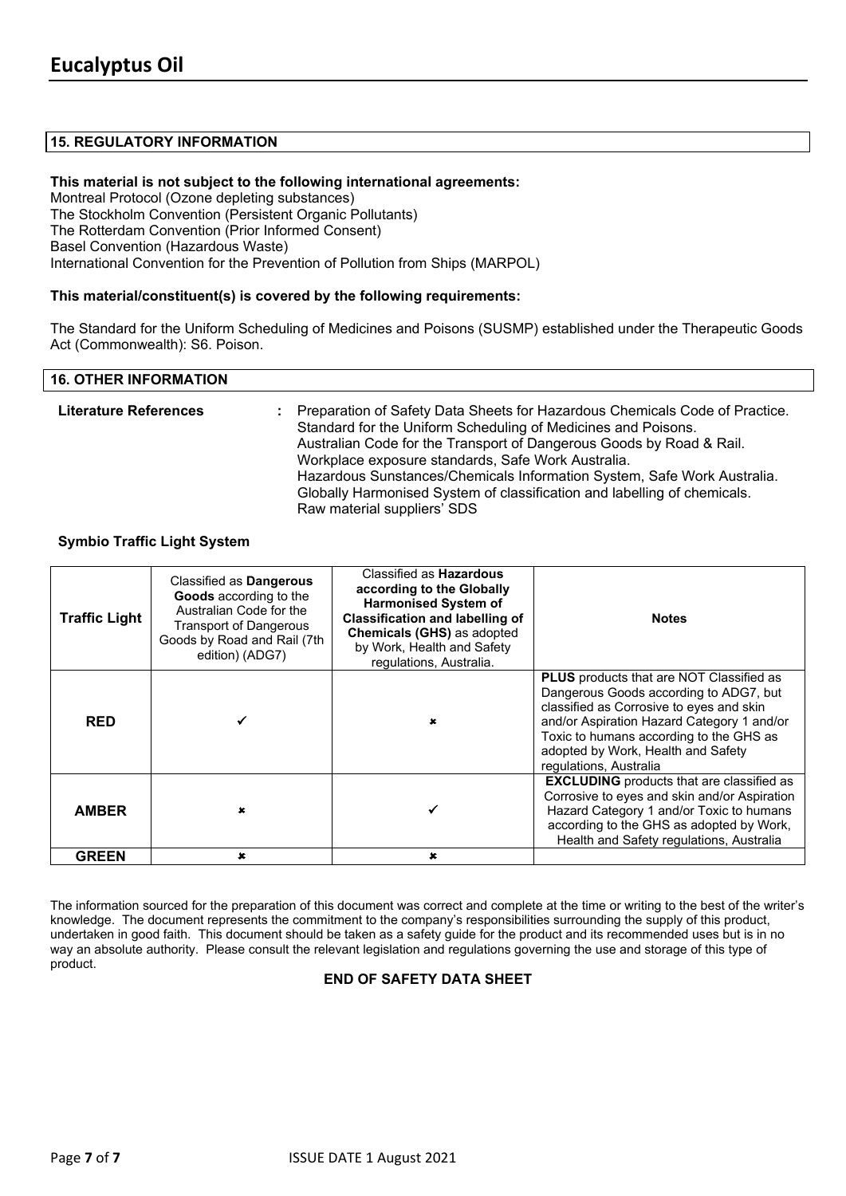# Eucalyptus Oil

## 15. REGULATORY INFORMATION

**This material is not subject to the following international agreements:**
Montreal Protocol (Ozone depleting substances)
The Stockholm Convention (Persistent Organic Pollutants)
The Rotterdam Convention (Prior Informed Consent)
Basel Convention (Hazardous Waste)
International Convention for the Prevention of Pollution from Ships (MARPOL)

**This material/constituent(s) is covered by the following requirements:**

The Standard for the Uniform Scheduling of Medicines and Poisons (SUSMP) established under the Therapeutic Goods Act (Commonwealth): S6. Poison.

## 16. OTHER INFORMATION

**Literature References** : Preparation of Safety Data Sheets for Hazardous Chemicals Code of Practice.
Standard for the Uniform Scheduling of Medicines and Poisons.
Australian Code for the Transport of Dangerous Goods by Road & Rail.
Workplace exposure standards, Safe Work Australia.
Hazardous Sunstances/Chemicals Information System, Safe Work Australia.
Globally Harmonised System of classification and labelling of chemicals.
Raw material suppliers' SDS

**Symbio Traffic Light System**

| Traffic Light | Classified as **Dangerous Goods** according to the Australian Code for the Transport of Dangerous Goods by Road and Rail (7th edition) (ADG7) | Classified as **Hazardous according to the Globally Harmonised System of Classification and labelling of Chemicals (GHS)** as adopted by Work, Health and Safety regulations, Australia. | Notes |
|---|---|---|---|
| **RED** | ✓ | ✗ | **PLUS** products that are NOT Classified as Dangerous Goods according to ADG7, but classified as Corrosive to eyes and skin and/or Aspiration Hazard Category 1 and/or Toxic to humans according to the GHS as adopted by Work, Health and Safety regulations, Australia |
| **AMBER** | ✗ | ✓ | **EXCLUDING** products that are classified as Corrosive to eyes and skin and/or Aspiration Hazard Category 1 and/or Toxic to humans according to the GHS as adopted by Work, Health and Safety regulations, Australia |
| **GREEN** | ✗ | ✗ | |

The information sourced for the preparation of this document was correct and complete at the time or writing to the best of the writer's knowledge. The document represents the commitment to the company's responsibilities surrounding the supply of this product, undertaken in good faith. This document should be taken as a safety guide for the product and its recommended uses but is in no way an absolute authority. Please consult the relevant legislation and regulations governing the use and storage of this type of product.

**END OF SAFETY DATA SHEET**

ISSUE DATE 1 August 2021